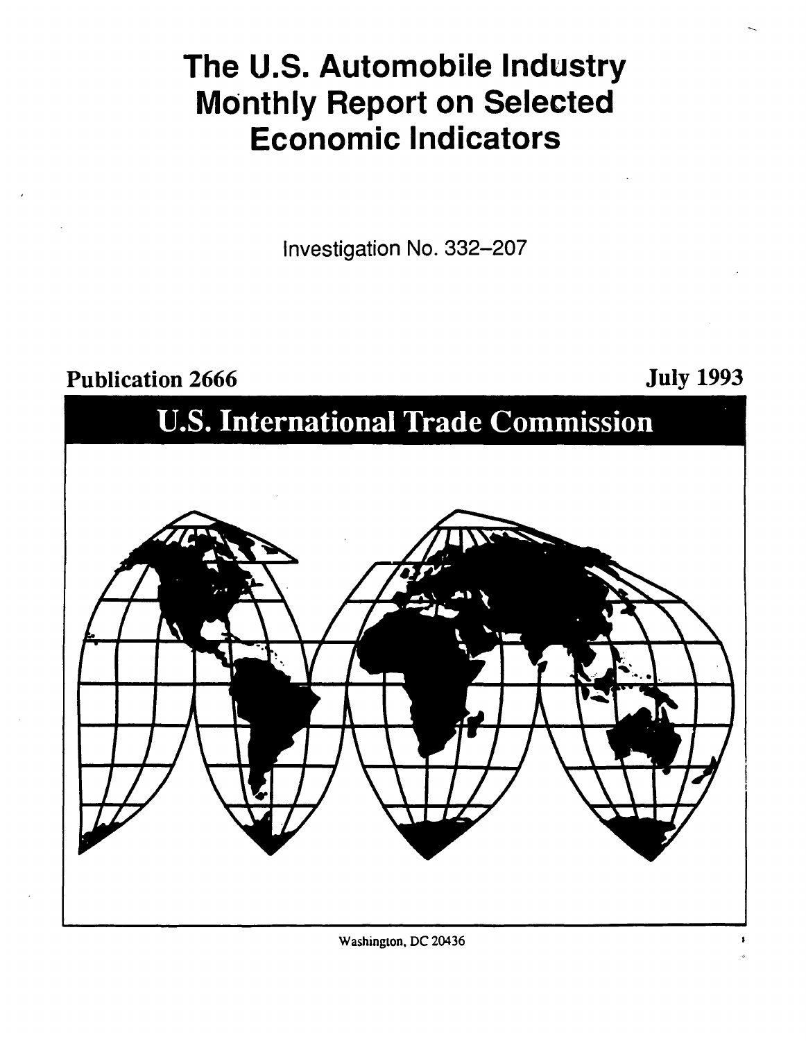# The U.S. Automobile Industry Monthly Report on Selected Economic Indicators

Investigation No. 332–207

Publication 2666

July 1993

## U.S. International Trade Commission

Washington, DC 20436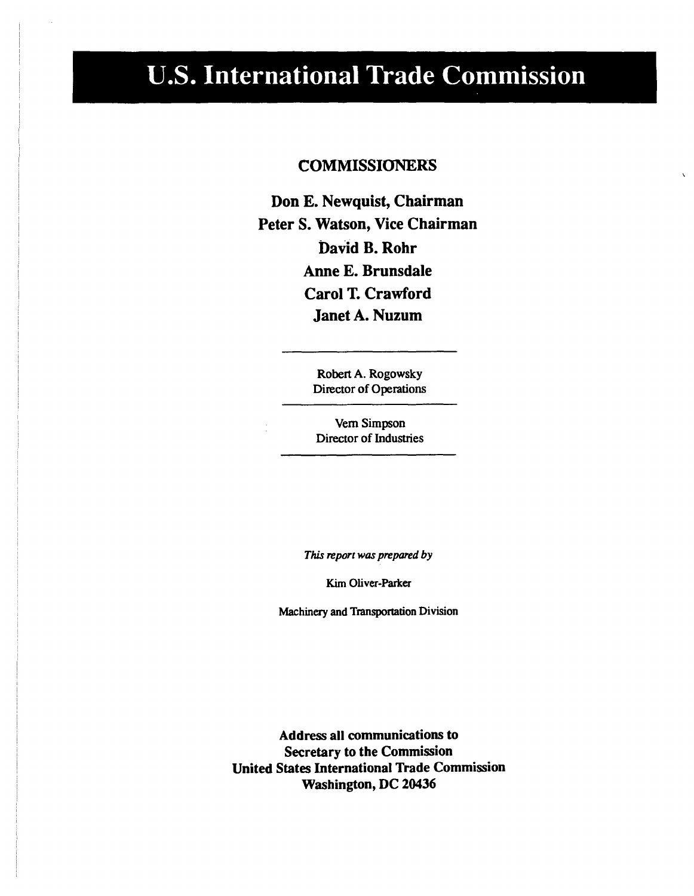# U.S. International Trade Commission

## COMMISSIONERS

**Don E. Newquist, Chairman**
**Peter S. Watson, Vice Chairman**
**David B. Rohr**
**Anne E. Brunsdale**
**Carol T. Crawford**
**Janet A. Nuzum**

---

Robert A. Rogowsky
Director of Operations

---

Vern Simpson
Director of Industries

---

*This report was prepared by*

Kim Oliver-Parker

Machinery and Transportation Division

**Address all communications to**
**Secretary to the Commission**
**United States International Trade Commission**
**Washington, DC 20436**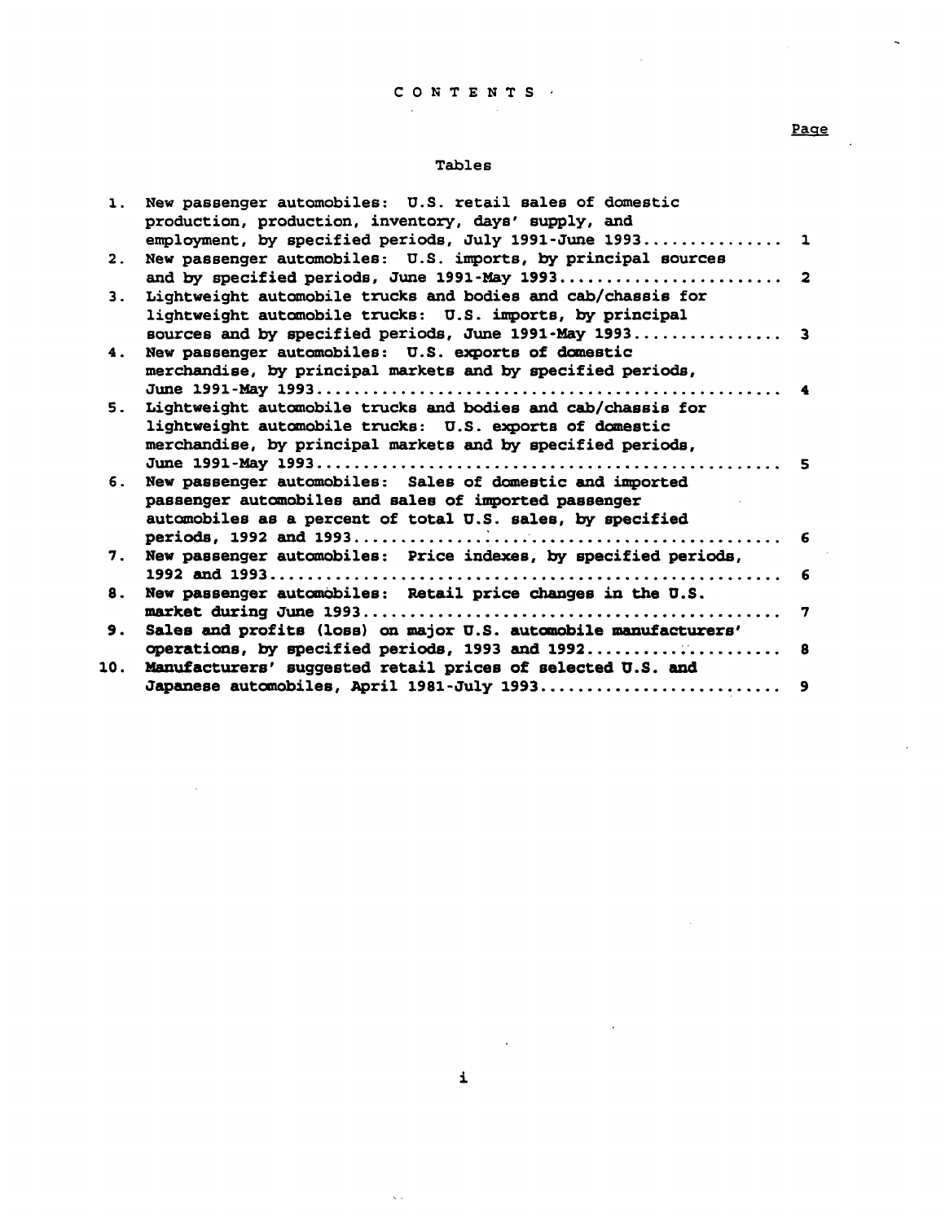# CONTENTS

Page

## Tables

| | | Page |
|---|---|---|
| 1. | New passenger automobiles: U.S. retail sales of domestic production, production, inventory, days' supply, and employment, by specified periods, July 1991-June 1993 | 1 |
| 2. | New passenger automobiles: U.S. imports, by principal sources and by specified periods, June 1991-May 1993 | 2 |
| 3. | Lightweight automobile trucks and bodies and cab/chassis for lightweight automobile trucks: U.S. imports, by principal sources and by specified periods, June 1991-May 1993 | 3 |
| 4. | New passenger automobiles: U.S. exports of domestic merchandise, by principal markets and by specified periods, June 1991-May 1993 | 4 |
| 5. | Lightweight automobile trucks and bodies and cab/chassis for lightweight automobile trucks: U.S. exports of domestic merchandise, by principal markets and by specified periods, June 1991-May 1993 | 5 |
| 6. | New passenger automobiles: Sales of domestic and imported passenger automobiles and sales of imported passenger automobiles as a percent of total U.S. sales, by specified periods, 1992 and 1993 | 6 |
| 7. | New passenger automobiles: Price indexes, by specified periods, 1992 and 1993 | 6 |
| 8. | New passenger automobiles: Retail price changes in the U.S. market during June 1993 | 7 |
| 9. | Sales and profits (loss) on major U.S. automobile manufacturers' operations, by specified periods, 1993 and 1992 | 8 |
| 10. | Manufacturers' suggested retail prices of selected U.S. and Japanese automobiles, April 1981-July 1993 | 9 |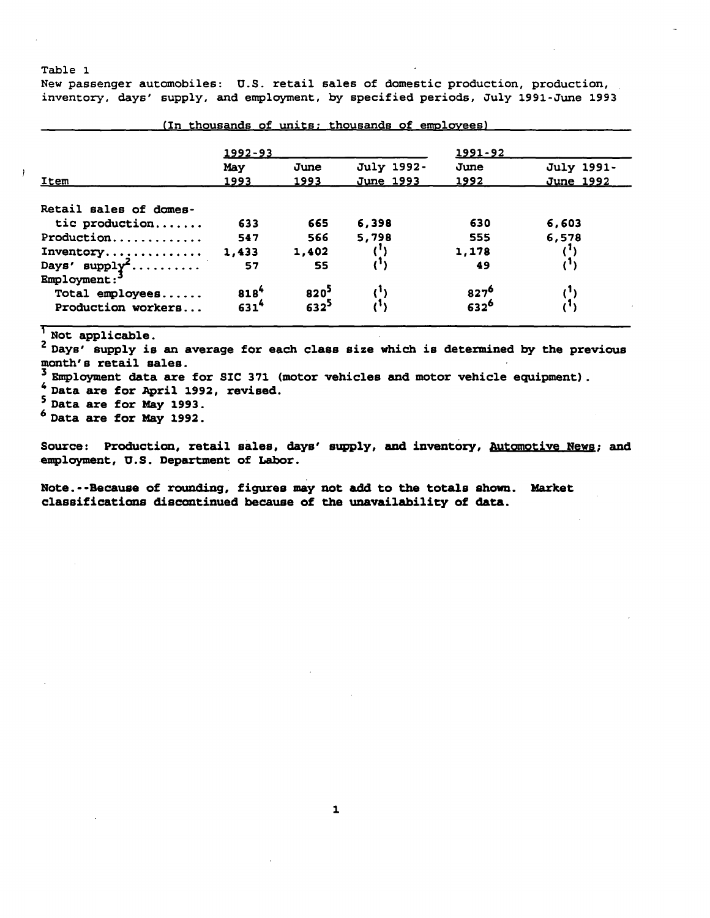Table 1
New passenger automobiles: U.S. retail sales of domestic production, production, inventory, days' supply, and employment, by specified periods, July 1991-June 1993

(In thousands of units; thousands of employees)

| Item | 1992-93 | | | 1991-92 | |
|---|---|---|---|---|---|
| | May 1993 | June 1993 | July 1992-June 1993 | June 1992 | July 1991-June 1992 |
| Retail sales of domestic production....... | 633 | 665 | 6,398 | 630 | 6,603 |
| Production............. | 547 | 566 | 5,798 | 555 | 6,578 |
| Inventory.............. | 1,433 | 1,402 | ([1]) | 1,178 | ([1]) |
| Days' supply[2].......... | 57 | 55 | ([1]) | 49 | ([1]) |
| Employment:[3] | | | | | |
| Total employees...... | 818[4] | 820[5] | ([1]) | 827[6] | ([1]) |
| Production workers... | 631[4] | 632[5] | ([1]) | 632[6] | ([1]) |

[1] Not applicable.
[2] Days' supply is an average for each class size which is determined by the previous month's retail sales.
[3] Employment data are for SIC 371 (motor vehicles and motor vehicle equipment).
[4] Data are for April 1992, revised.
[5] Data are for May 1993.
[6] Data are for May 1992.

Source: Production, retail sales, days' supply, and inventory, Automotive News; and employment, U.S. Department of Labor.

Note.--Because of rounding, figures may not add to the totals shown. Market classifications discontinued because of the unavailability of data.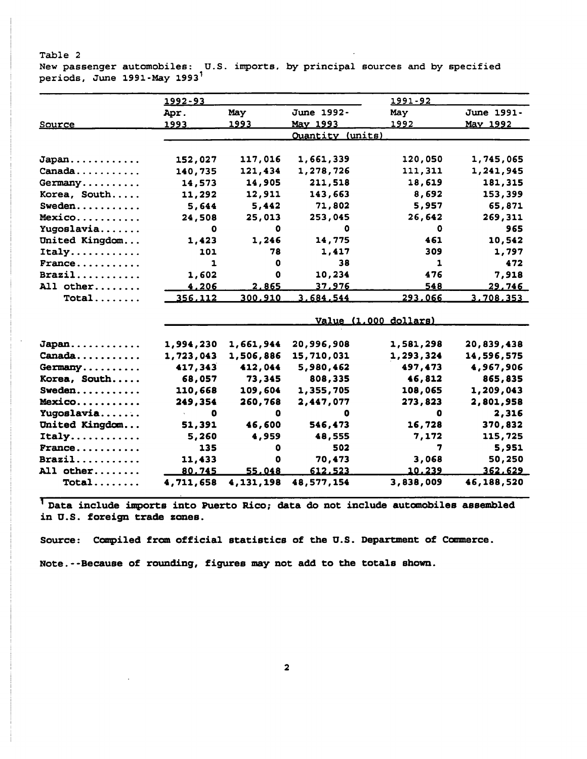Table 2
New passenger automobiles: U.S. imports, by principal sources and by specified periods, June 1991-May 1993[1]

| Source | 1992-93 | | | 1991-92 | |
|---|---|---|---|---|---|
| | Apr. 1993 | May 1993 | June 1992-May 1993 | May 1992 | June 1991-May 1992 |
| | Quantity (units) | | | | |
| Japan | 152,027 | 117,016 | 1,661,339 | 120,050 | 1,745,065 |
| Canada | 140,735 | 121,434 | 1,278,726 | 111,311 | 1,241,945 |
| Germany | 14,573 | 14,905 | 211,518 | 18,619 | 181,315 |
| Korea, South | 11,292 | 12,911 | 143,663 | 8,692 | 153,399 |
| Sweden | 5,644 | 5,442 | 71,802 | 5,957 | 65,871 |
| Mexico | 24,508 | 25,013 | 253,045 | 26,642 | 269,311 |
| Yugoslavia | 0 | 0 | 0 | 0 | 965 |
| United Kingdom | 1,423 | 1,246 | 14,775 | 461 | 10,542 |
| Italy | 101 | 78 | 1,417 | 309 | 1,797 |
| France | 1 | 0 | 38 | 1 | 472 |
| Brazil | 1,602 | 0 | 10,234 | 476 | 7,918 |
| All other | 4,206 | 2,865 | 37,976 | 548 | 29,746 |
| Total | 356,112 | 300,910 | 3,684,544 | 293,066 | 3,708,353 |
| | Value (1,000 dollars) | | | | |
| Japan | 1,994,230 | 1,661,944 | 20,996,908 | 1,581,298 | 20,839,438 |
| Canada | 1,723,043 | 1,506,886 | 15,710,031 | 1,293,324 | 14,596,575 |
| Germany | 417,343 | 412,044 | 5,980,462 | 497,473 | 4,967,906 |
| Korea, South | 68,057 | 73,345 | 808,335 | 46,812 | 865,835 |
| Sweden | 110,668 | 109,604 | 1,355,705 | 108,065 | 1,209,043 |
| Mexico | 249,354 | 260,768 | 2,447,077 | 273,823 | 2,801,958 |
| Yugoslavia | 0 | 0 | 0 | 0 | 2,316 |
| United Kingdom | 51,391 | 46,600 | 546,473 | 16,728 | 370,832 |
| Italy | 5,260 | 4,959 | 48,555 | 7,172 | 115,725 |
| France | 135 | 0 | 502 | 7 | 5,951 |
| Brazil | 11,433 | 0 | 70,473 | 3,068 | 50,250 |
| All other | 80,745 | 55,048 | 612,523 | 10,239 | 362,629 |
| Total | 4,711,658 | 4,131,198 | 48,577,154 | 3,838,009 | 46,188,520 |

[1] Data include imports into Puerto Rico; data do not include automobiles assembled in U.S. foreign trade zones.

Source: Compiled from official statistics of the U.S. Department of Commerce.

Note.--Because of rounding, figures may not add to the totals shown.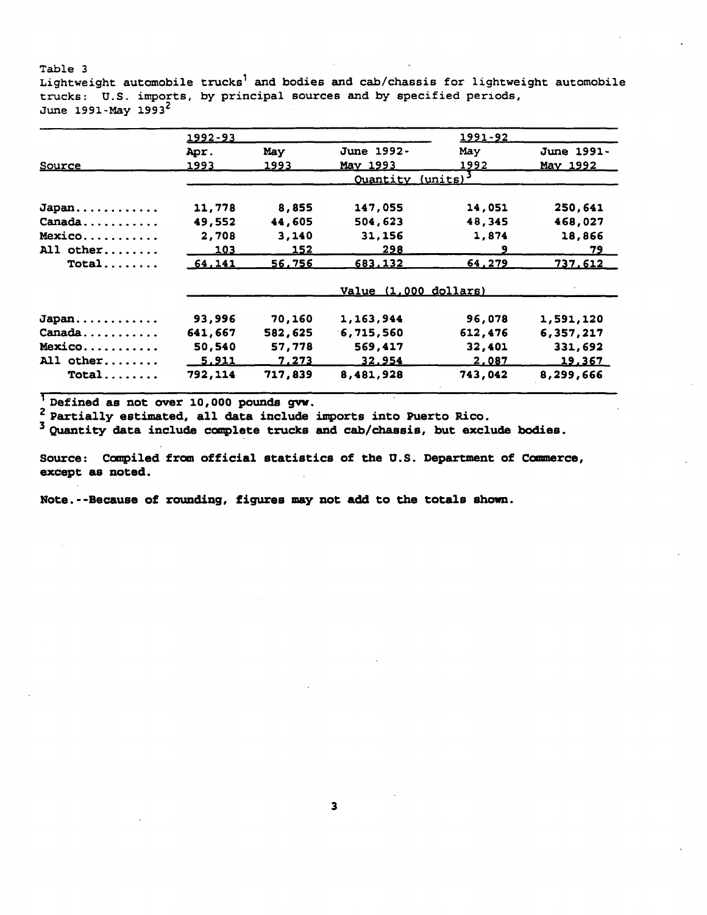Table 3

Lightweight automobile trucks[1] and bodies and cab/chassis for lightweight automobile trucks: U.S. imports, by principal sources and by specified periods, June 1991-May 1993[2]

| | 1992-93 | | | 1991-92 | |
|---|---|---|---|---|---|
| Source | Apr. 1993 | May 1993 | June 1992-May 1993 | May 1992 | June 1991-May 1992 |
| | Quantity (units)[3] | | | | |
| Japan............ | 11,778 | 8,855 | 147,055 | 14,051 | 250,641 |
| Canada........... | 49,552 | 44,605 | 504,623 | 48,345 | 468,027 |
| Mexico........... | 2,708 | 3,140 | 31,156 | 1,874 | 18,866 |
| All other........ | 103 | 152 | 298 | 9 | 79 |
| Total........ | 64,141 | 56,756 | 683,132 | 64,279 | 737,612 |
| | Value (1,000 dollars) | | | | |
| Japan............ | 93,996 | 70,160 | 1,163,944 | 96,078 | 1,591,120 |
| Canada........... | 641,667 | 582,625 | 6,715,560 | 612,476 | 6,357,217 |
| Mexico........... | 50,540 | 57,778 | 569,417 | 32,401 | 331,692 |
| All other........ | 5,911 | 7,273 | 32,954 | 2,087 | 19,367 |
| Total........ | 792,114 | 717,839 | 8,481,928 | 743,042 | 8,299,666 |

[1] Defined as not over 10,000 pounds gvw.

[2] Partially estimated, all data include imports into Puerto Rico.

[3] Quantity data include complete trucks and cab/chassis, but exclude bodies.

Source: Compiled from official statistics of the U.S. Department of Commerce, except as noted.

Note.--Because of rounding, figures may not add to the totals shown.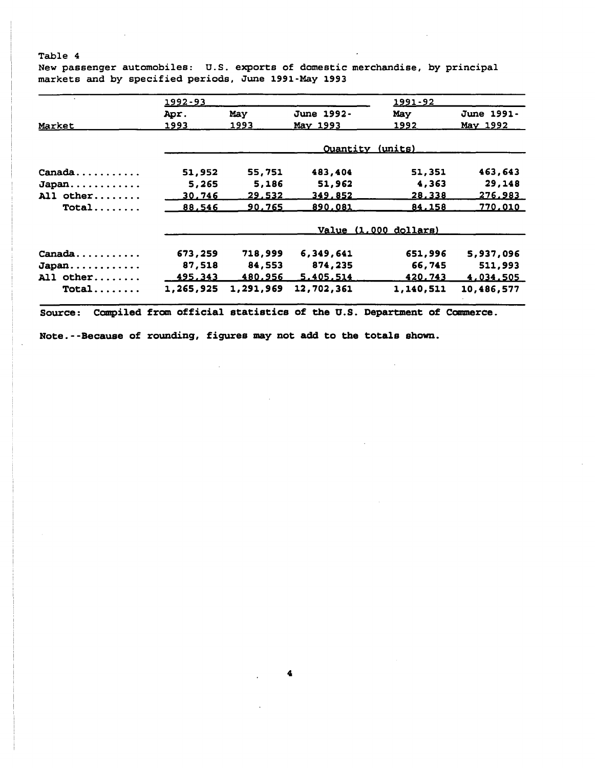Table 4
New passenger automobiles: U.S. exports of domestic merchandise, by principal markets and by specified periods, June 1991-May 1993

| Market | 1992-93 | | | 1991-92 | |
|---|---|---|---|---|---|
| | Apr. 1993 | May 1993 | June 1992-May 1993 | May 1992 | June 1991-May 1992 |
| | Quantity (units) | | | | |
| Canada | 51,952 | 55,751 | 483,404 | 51,351 | 463,643 |
| Japan | 5,265 | 5,186 | 51,962 | 4,363 | 29,148 |
| All other | 30,746 | 29,532 | 349,852 | 28,338 | 276,983 |
| Total | 88,546 | 90,765 | 890,081 | 84,158 | 770,010 |
| | Value (1,000 dollars) | | | | |
| Canada | 673,259 | 718,999 | 6,349,641 | 651,996 | 5,937,096 |
| Japan | 87,518 | 84,553 | 874,235 | 66,745 | 511,993 |
| All other | 495,343 | 480,956 | 5,405,514 | 420,743 | 4,034,505 |
| Total | 1,265,925 | 1,291,969 | 12,702,361 | 1,140,511 | 10,486,577 |

Source: Compiled from official statistics of the U.S. Department of Commerce.

Note.--Because of rounding, figures may not add to the totals shown.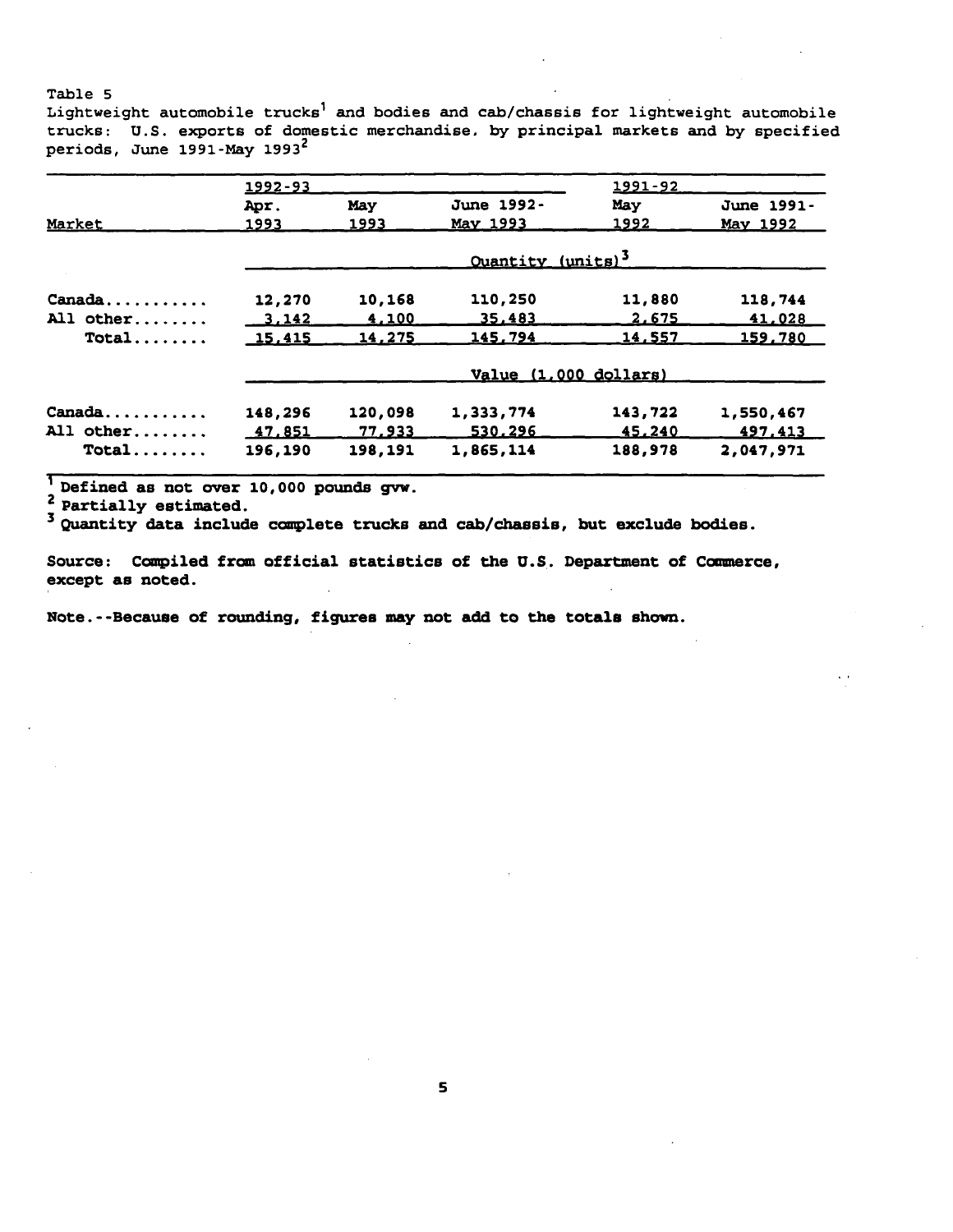Table 5

Lightweight automobile trucks[1] and bodies and cab/chassis for lightweight automobile trucks: U.S. exports of domestic merchandise, by principal markets and by specified periods, June 1991-May 1993[2]

| | 1992-93 | | | 1991-92 | |
|---|---|---|---|---|---|
| Market | Apr. 1993 | May 1993 | June 1992-May 1993 | May 1992 | June 1991-May 1992 |
| | Quantity (units)[3] | | | | |
| Canada........... | 12,270 | 10,168 | 110,250 | 11,880 | 118,744 |
| All other........ | 3,142 | 4,100 | 35,483 | 2,675 | 41,028 |
| Total........ | 15,415 | 14,275 | 145,794 | 14,557 | 159,780 |
| | Value (1,000 dollars) | | | | |
| Canada........... | 148,296 | 120,098 | 1,333,774 | 143,722 | 1,550,467 |
| All other........ | 47,851 | 77,933 | 530,296 | 45,240 | 497,413 |
| Total........ | 196,190 | 198,191 | 1,865,114 | 188,978 | 2,047,971 |

[1] Defined as not over 10,000 pounds gvw.

[2] Partially estimated.

[3] Quantity data include complete trucks and cab/chassis, but exclude bodies.

Source: Compiled from official statistics of the U.S. Department of Commerce, except as noted.

Note.--Because of rounding, figures may not add to the totals shown.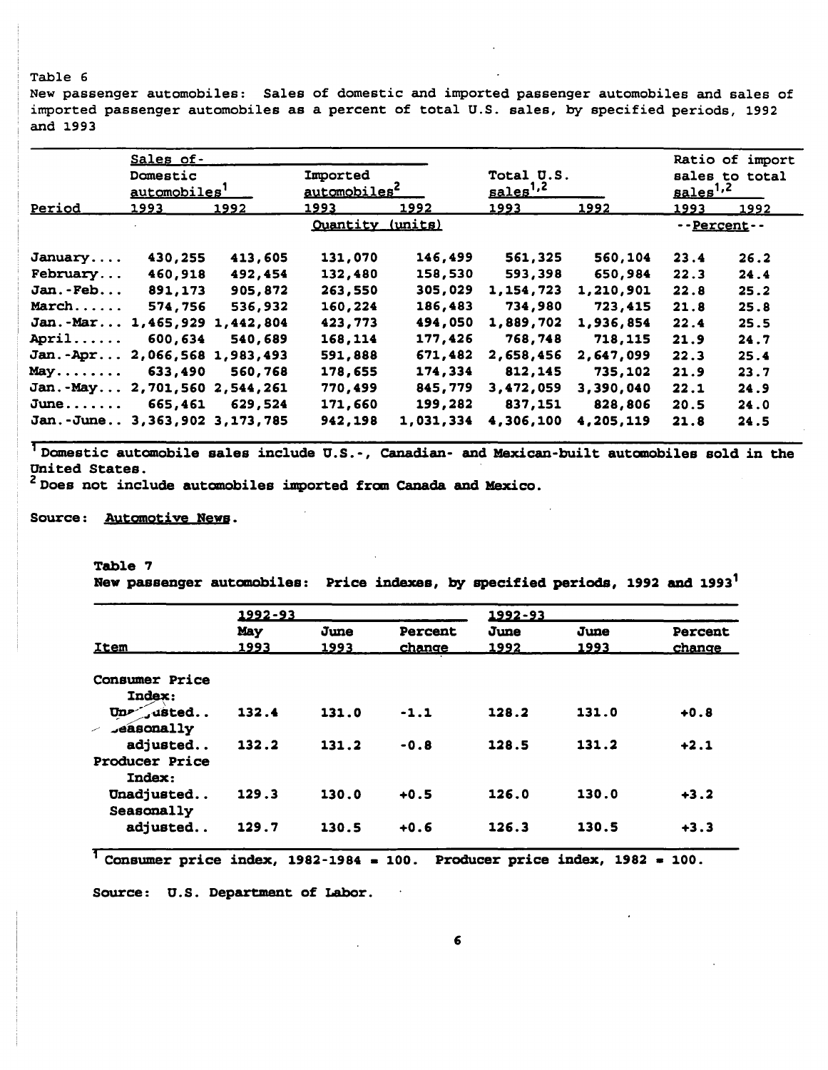Table 6

New passenger automobiles: Sales of domestic and imported passenger automobiles and sales of imported passenger automobiles as a percent of total U.S. sales, by specified periods, 1992 and 1993

| Period | Sales of- Domestic automobiles[1] | | Imported automobiles[2] | | Total U.S. sales[1,2] | | Ratio of import sales to total sales[1,2] | |
|---|---|---|---|---|---|---|---|---|
| | 1993 | 1992 | 1993 | 1992 | 1993 | 1992 | 1993 | 1992 |
| | Quantity (units) | | | | | | --Percent-- | |
| January.... | 430,255 | 413,605 | 131,070 | 146,499 | 561,325 | 560,104 | 23.4 | 26.2 |
| February... | 460,918 | 492,454 | 132,480 | 158,530 | 593,398 | 650,984 | 22.3 | 24.4 |
| Jan.-Feb... | 891,173 | 905,872 | 263,550 | 305,029 | 1,154,723 | 1,210,901 | 22.8 | 25.2 |
| March...... | 574,756 | 536,932 | 160,224 | 186,483 | 734,980 | 723,415 | 21.8 | 25.8 |
| Jan.-Mar... | 1,465,929 | 1,442,804 | 423,773 | 494,050 | 1,889,702 | 1,936,854 | 22.4 | 25.5 |
| April...... | 600,634 | 540,689 | 168,114 | 177,426 | 768,748 | 718,115 | 21.9 | 24.7 |
| Jan.-Apr... | 2,066,568 | 1,983,493 | 591,888 | 671,482 | 2,658,456 | 2,647,099 | 22.3 | 25.4 |
| May........ | 633,490 | 560,768 | 178,655 | 174,334 | 812,145 | 735,102 | 21.9 | 23.7 |
| Jan.-May... | 2,701,560 | 2,544,261 | 770,499 | 845,779 | 3,472,059 | 3,390,040 | 22.1 | 24.9 |
| June....... | 665,461 | 629,524 | 171,660 | 199,282 | 837,151 | 828,806 | 20.5 | 24.0 |
| Jan.-June.. | 3,363,902 | 3,173,785 | 942,198 | 1,031,334 | 4,306,100 | 4,205,119 | 21.8 | 24.5 |

[1] Domestic automobile sales include U.S.-, Canadian- and Mexican-built automobiles sold in the United States.

[2] Does not include automobiles imported from Canada and Mexico.

Source: Automotive News.

Table 7

New passenger automobiles: Price indexes, by specified periods, 1992 and 1993[1]

| Item | 1992-93 May 1993 | June 1993 | Percent change | 1992-93 June 1992 | June 1993 | Percent change |
|---|---|---|---|---|---|---|
| Consumer Price Index: | | | | | | |
| Unadjusted.. | 132.4 | 131.0 | -1.1 | 128.2 | 131.0 | +0.8 |
| Seasonally adjusted.. | 132.2 | 131.2 | -0.8 | 128.5 | 131.2 | +2.1 |
| Producer Price Index: | | | | | | |
| Unadjusted.. | 129.3 | 130.0 | +0.5 | 126.0 | 130.0 | +3.2 |
| Seasonally adjusted.. | 129.7 | 130.5 | +0.6 | 126.3 | 130.5 | +3.3 |

[1] Consumer price index, 1982-1984 = 100. Producer price index, 1982 = 100.

Source: U.S. Department of Labor.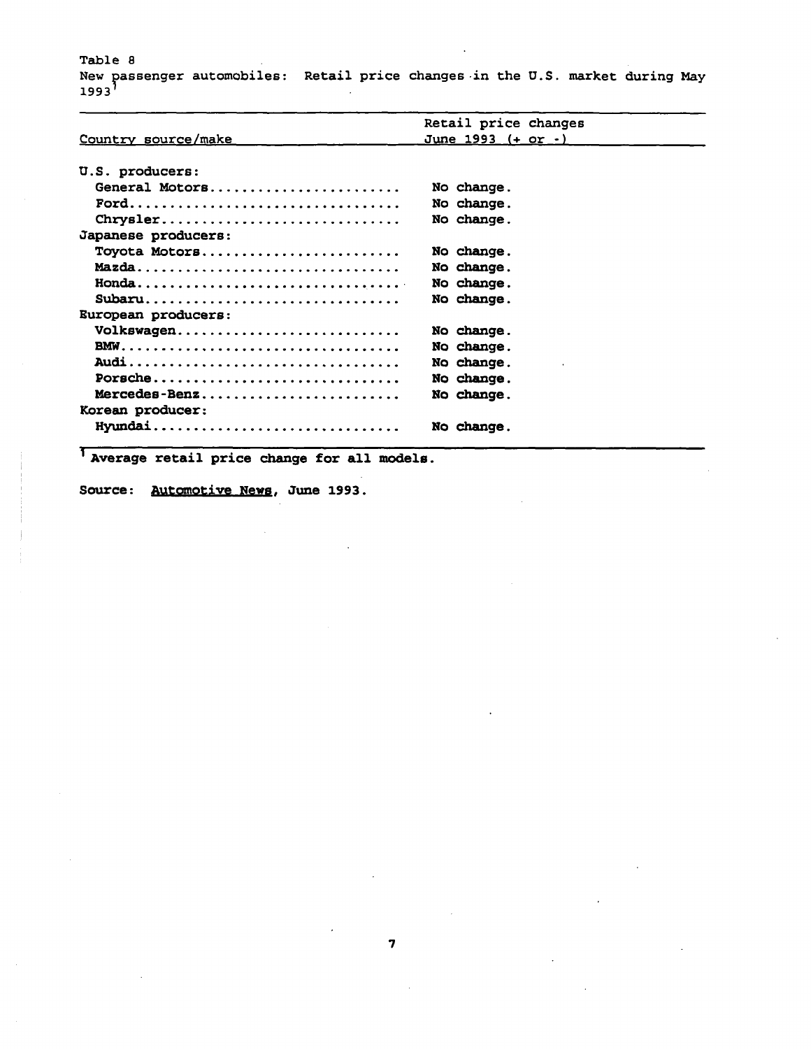Table 8
New passenger automobiles: Retail price changes in the U.S. market during May 1993[1]

| Country source/make | Retail price changes June 1993 (+ or -) |
|---|---|
| U.S. producers: | |
| General Motors | No change. |
| Ford | No change. |
| Chrysler | No change. |
| Japanese producers: | |
| Toyota Motors | No change. |
| Mazda | No change. |
| Honda | No change. |
| Subaru | No change. |
| European producers: | |
| Volkswagen | No change. |
| BMW | No change. |
| Audi | No change. |
| Porsche | No change. |
| Mercedes-Benz | No change. |
| Korean producer: | |
| Hyundai | No change. |

[1] Average retail price change for all models.

Source: Automotive News, June 1993.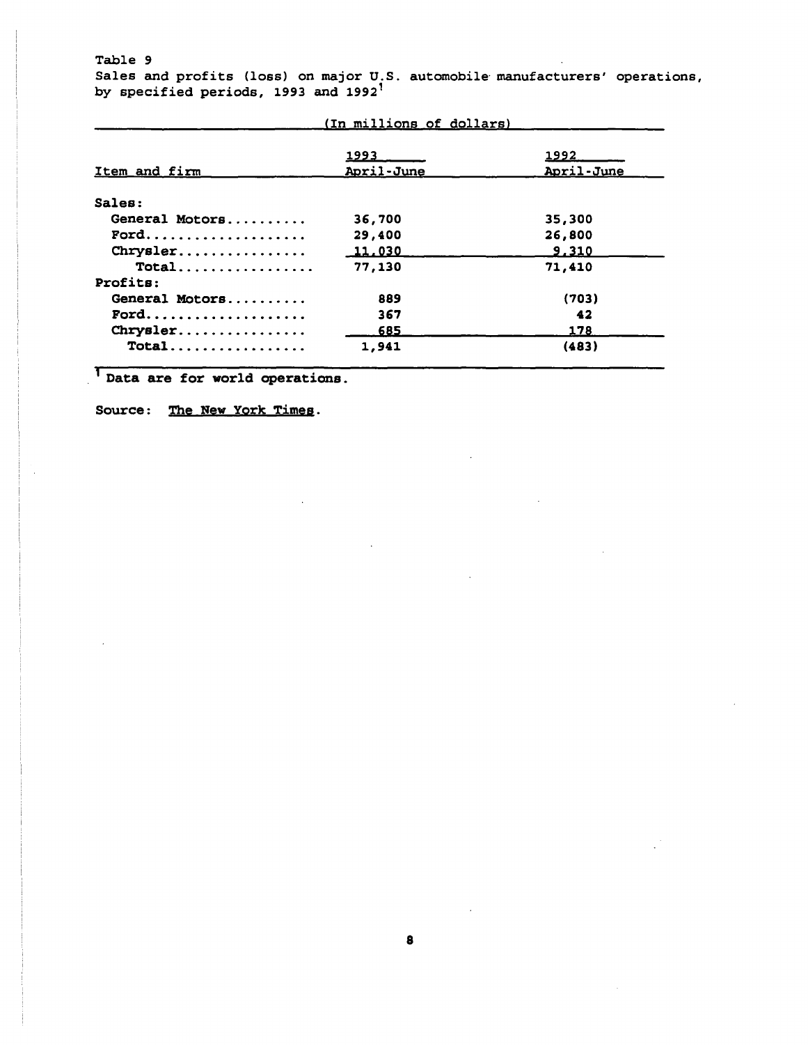Table 9
Sales and profits (loss) on major U.S. automobile manufacturers' operations, by specified periods, 1993 and 1992[1]

(In millions of dollars)

| Item and firm | 1993 April-June | 1992 April-June |
|---|---|---|
| Sales: | | |
| General Motors.......... | 36,700 | 35,300 |
| Ford.................... | 29,400 | 26,800 |
| Chrysler................ | 11,030 | 9,310 |
| Total................. | 77,130 | 71,410 |
| Profits: | | |
| General Motors.......... | 889 | (703) |
| Ford.................... | 367 | 42 |
| Chrysler................ | 685 | 178 |
| Total................. | 1,941 | (483) |

[1] Data are for world operations.

Source: The New York Times.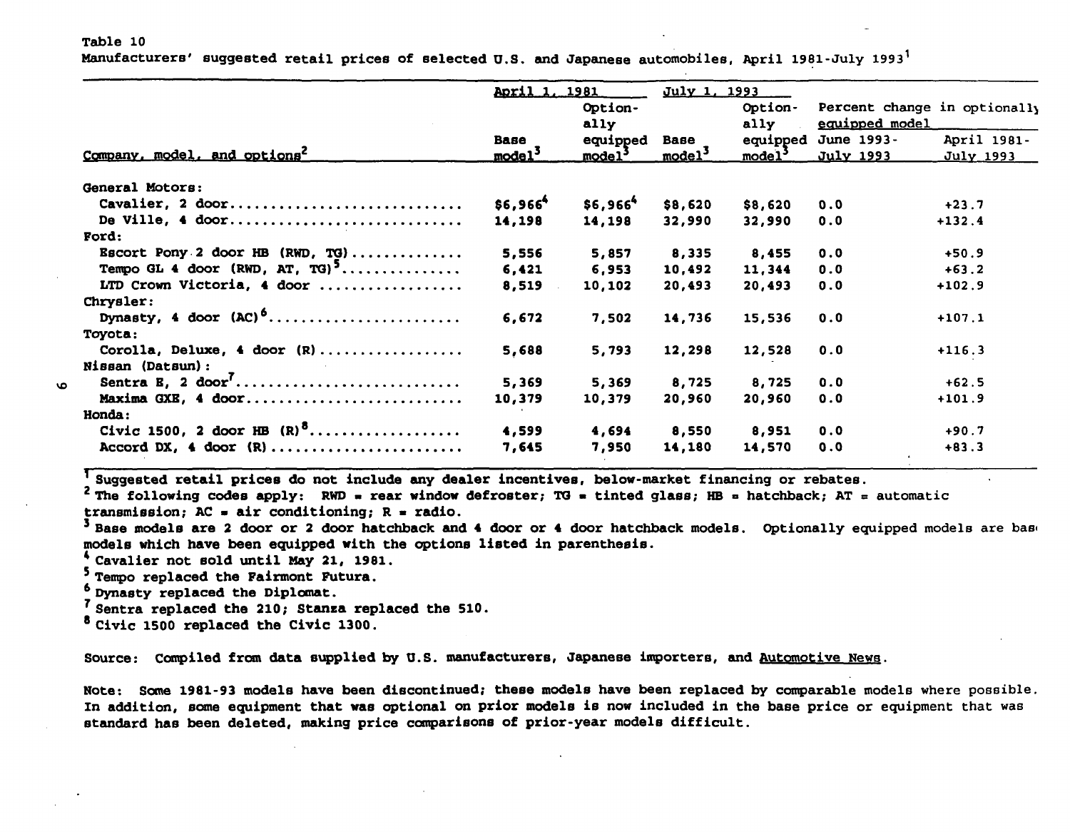Table 10

Manufacturers' suggested retail prices of selected U.S. and Japanese automobiles, April 1981-July 1993[1]

| Company, model, and options[2] | April 1, 1981 | | July 1, 1993 | | Percent change in optionally equipped model | |
|---|---|---|---|---|---|---|
| | Base model[3] | Optionally equipped model[3] | Base model[3] | Optionally equipped model[3] | June 1993-July 1993 | April 1981-July 1993 |
| General Motors: | | | | | | |
| Cavalier, 2 door | $6,966[4] | $6,966[4] | $8,620 | $8,620 | 0.0 | +23.7 |
| De Ville, 4 door | 14,198 | 14,198 | 32,990 | 32,990 | 0.0 | +132.4 |
| Ford: | | | | | | |
| Escort Pony 2 door HB (RWD, TG) | 5,556 | 5,857 | 8,335 | 8,455 | 0.0 | +50.9 |
| Tempo GL 4 door (RWD, AT, TG)[5] | 6,421 | 6,953 | 10,492 | 11,344 | 0.0 | +63.2 |
| LTD Crown Victoria, 4 door | 8,519 | 10,102 | 20,493 | 20,493 | 0.0 | +102.9 |
| Chrysler: | | | | | | |
| Dynasty, 4 door (AC)[6] | 6,672 | 7,502 | 14,736 | 15,536 | 0.0 | +107.1 |
| Toyota: | | | | | | |
| Corolla, Deluxe, 4 door (R) | 5,688 | 5,793 | 12,298 | 12,528 | 0.0 | +116.3 |
| Nissan (Datsun): | | | | | | |
| Sentra E, 2 door[7] | 5,369 | 5,369 | 8,725 | 8,725 | 0.0 | +62.5 |
| Maxima GXE, 4 door | 10,379 | 10,379 | 20,960 | 20,960 | 0.0 | +101.9 |
| Honda: | | | | | | |
| Civic 1500, 2 door HB (R)[8] | 4,599 | 4,694 | 8,550 | 8,951 | 0.0 | +90.7 |
| Accord DX, 4 door (R) | 7,645 | 7,950 | 14,180 | 14,570 | 0.0 | +83.3 |

[1] Suggested retail prices do not include any dealer incentives, below-market financing or rebates.
[2] The following codes apply: RWD = rear window defroster; TG = tinted glass; HB = hatchback; AT = automatic transmission; AC = air conditioning; R = radio.
[3] Base models are 2 door or 2 door hatchback and 4 door or 4 door hatchback models. Optionally equipped models are base models which have been equipped with the options listed in parenthesis.
[4] Cavalier not sold until May 21, 1981.
[5] Tempo replaced the Fairmont Futura.
[6] Dynasty replaced the Diplomat.
[7] Sentra replaced the 210; Stanza replaced the 510.
[8] Civic 1500 replaced the Civic 1300.

Source: Compiled from data supplied by U.S. manufacturers, Japanese importers, and Automotive News.

Note: Some 1981-93 models have been discontinued; these models have been replaced by comparable models where possible. In addition, some equipment that was optional on prior models is now included in the base price or equipment that was standard has been deleted, making price comparisons of prior-year models difficult.